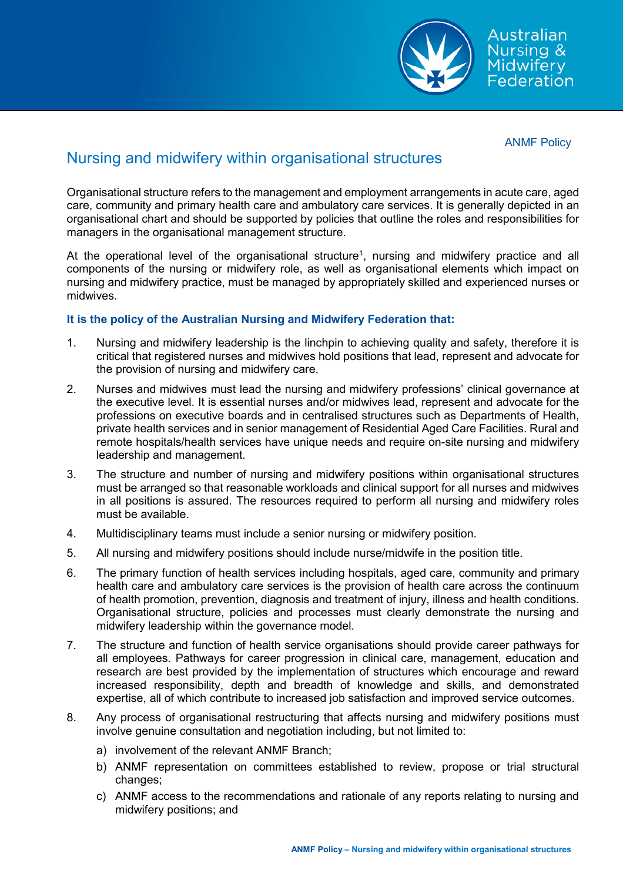ANMF Policy

# Nursing and midwifery within organisational structures

Organisational structure refers to the management and employment arrangements in acute care, aged care, community and primary health care and ambulatory care services. It is generally depicted in an organisational chart and should be supported by policies that outline the roles and responsibilities for managers in the organisational management structure.

At the operational level of the organisational structure[1], nursing and midwifery practice and all components of the nursing or midwifery role, as well as organisational elements which impact on nursing and midwifery practice, must be managed by appropriately skilled and experienced nurses or midwives.

**It is the policy of the Australian Nursing and Midwifery Federation that:**

1. Nursing and midwifery leadership is the linchpin to achieving quality and safety, therefore it is critical that registered nurses and midwives hold positions that lead, represent and advocate for the provision of nursing and midwifery care.
2. Nurses and midwives must lead the nursing and midwifery professions' clinical governance at the executive level. It is essential nurses and/or midwives lead, represent and advocate for the professions on executive boards and in centralised structures such as Departments of Health, private health services and in senior management of Residential Aged Care Facilities. Rural and remote hospitals/health services have unique needs and require on-site nursing and midwifery leadership and management.
3. The structure and number of nursing and midwifery positions within organisational structures must be arranged so that reasonable workloads and clinical support for all nurses and midwives in all positions is assured. The resources required to perform all nursing and midwifery roles must be available.
4. Multidisciplinary teams must include a senior nursing or midwifery position.
5. All nursing and midwifery positions should include nurse/midwife in the position title.
6. The primary function of health services including hospitals, aged care, community and primary health care and ambulatory care services is the provision of health care across the continuum of health promotion, prevention, diagnosis and treatment of injury, illness and health conditions. Organisational structure, policies and processes must clearly demonstrate the nursing and midwifery leadership within the governance model.
7. The structure and function of health service organisations should provide career pathways for all employees. Pathways for career progression in clinical care, management, education and research are best provided by the implementation of structures which encourage and reward increased responsibility, depth and breadth of knowledge and skills, and demonstrated expertise, all of which contribute to increased job satisfaction and improved service outcomes.
8. Any process of organisational restructuring that affects nursing and midwifery positions must involve genuine consultation and negotiation including, but not limited to:
   a) involvement of the relevant ANMF Branch;
   b) ANMF representation on committees established to review, propose or trial structural changes;
   c) ANMF access to the recommendations and rationale of any reports relating to nursing and midwifery positions; and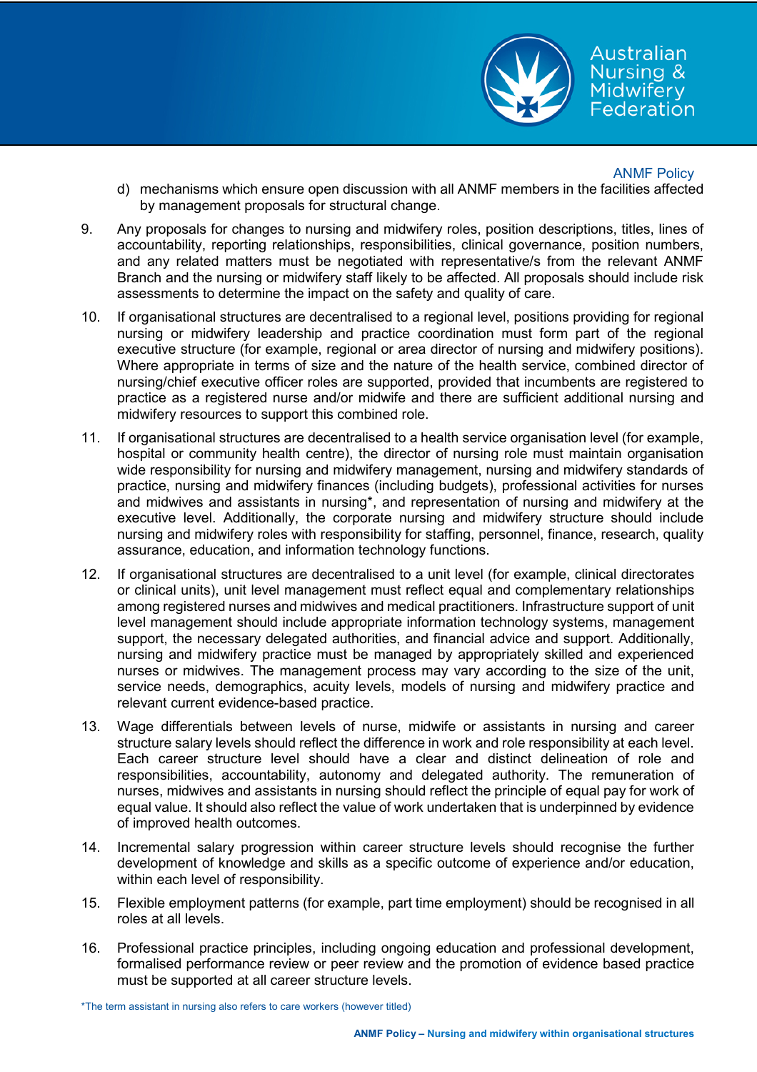d) mechanisms which ensure open discussion with all ANMF members in the facilities affected by management proposals for structural change.

9. Any proposals for changes to nursing and midwifery roles, position descriptions, titles, lines of accountability, reporting relationships, responsibilities, clinical governance, position numbers, and any related matters must be negotiated with representative/s from the relevant ANMF Branch and the nursing or midwifery staff likely to be affected. All proposals should include risk assessments to determine the impact on the safety and quality of care.

10. If organisational structures are decentralised to a regional level, positions providing for regional nursing or midwifery leadership and practice coordination must form part of the regional executive structure (for example, regional or area director of nursing and midwifery positions). Where appropriate in terms of size and the nature of the health service, combined director of nursing/chief executive officer roles are supported, provided that incumbents are registered to practice as a registered nurse and/or midwife and there are sufficient additional nursing and midwifery resources to support this combined role.

11. If organisational structures are decentralised to a health service organisation level (for example, hospital or community health centre), the director of nursing role must maintain organisation wide responsibility for nursing and midwifery management, nursing and midwifery standards of practice, nursing and midwifery finances (including budgets), professional activities for nurses and midwives and assistants in nursing*, and representation of nursing and midwifery at the executive level. Additionally, the corporate nursing and midwifery structure should include nursing and midwifery roles with responsibility for staffing, personnel, finance, research, quality assurance, education, and information technology functions.

12. If organisational structures are decentralised to a unit level (for example, clinical directorates or clinical units), unit level management must reflect equal and complementary relationships among registered nurses and midwives and medical practitioners. Infrastructure support of unit level management should include appropriate information technology systems, management support, the necessary delegated authorities, and financial advice and support. Additionally, nursing and midwifery practice must be managed by appropriately skilled and experienced nurses or midwives. The management process may vary according to the size of the unit, service needs, demographics, acuity levels, models of nursing and midwifery practice and relevant current evidence-based practice.

13. Wage differentials between levels of nurse, midwife or assistants in nursing and career structure salary levels should reflect the difference in work and role responsibility at each level. Each career structure level should have a clear and distinct delineation of role and responsibilities, accountability, autonomy and delegated authority. The remuneration of nurses, midwives and assistants in nursing should reflect the principle of equal pay for work of equal value. It should also reflect the value of work undertaken that is underpinned by evidence of improved health outcomes.

14. Incremental salary progression within career structure levels should recognise the further development of knowledge and skills as a specific outcome of experience and/or education, within each level of responsibility.

15. Flexible employment patterns (for example, part time employment) should be recognised in all roles at all levels.

16. Professional practice principles, including ongoing education and professional development, formalised performance review or peer review and the promotion of evidence based practice must be supported at all career structure levels.

*The term assistant in nursing also refers to care workers (however titled)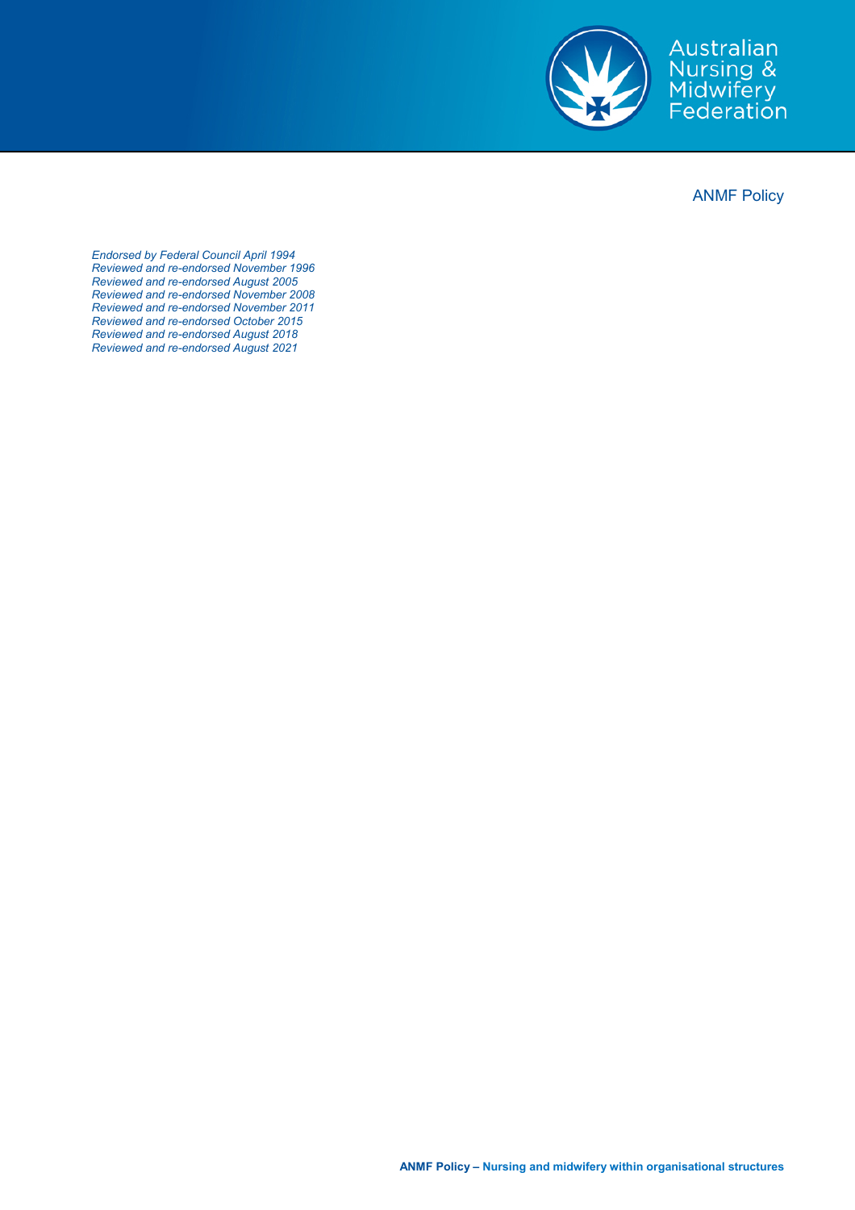*Endorsed by Federal Council April 1994*
*Reviewed and re-endorsed November 1996*
*Reviewed and re-endorsed August 2005*
*Reviewed and re-endorsed November 2008*
*Reviewed and re-endorsed November 2011*
*Reviewed and re-endorsed October 2015*
*Reviewed and re-endorsed August 2018*
*Reviewed and re-endorsed August 2021*